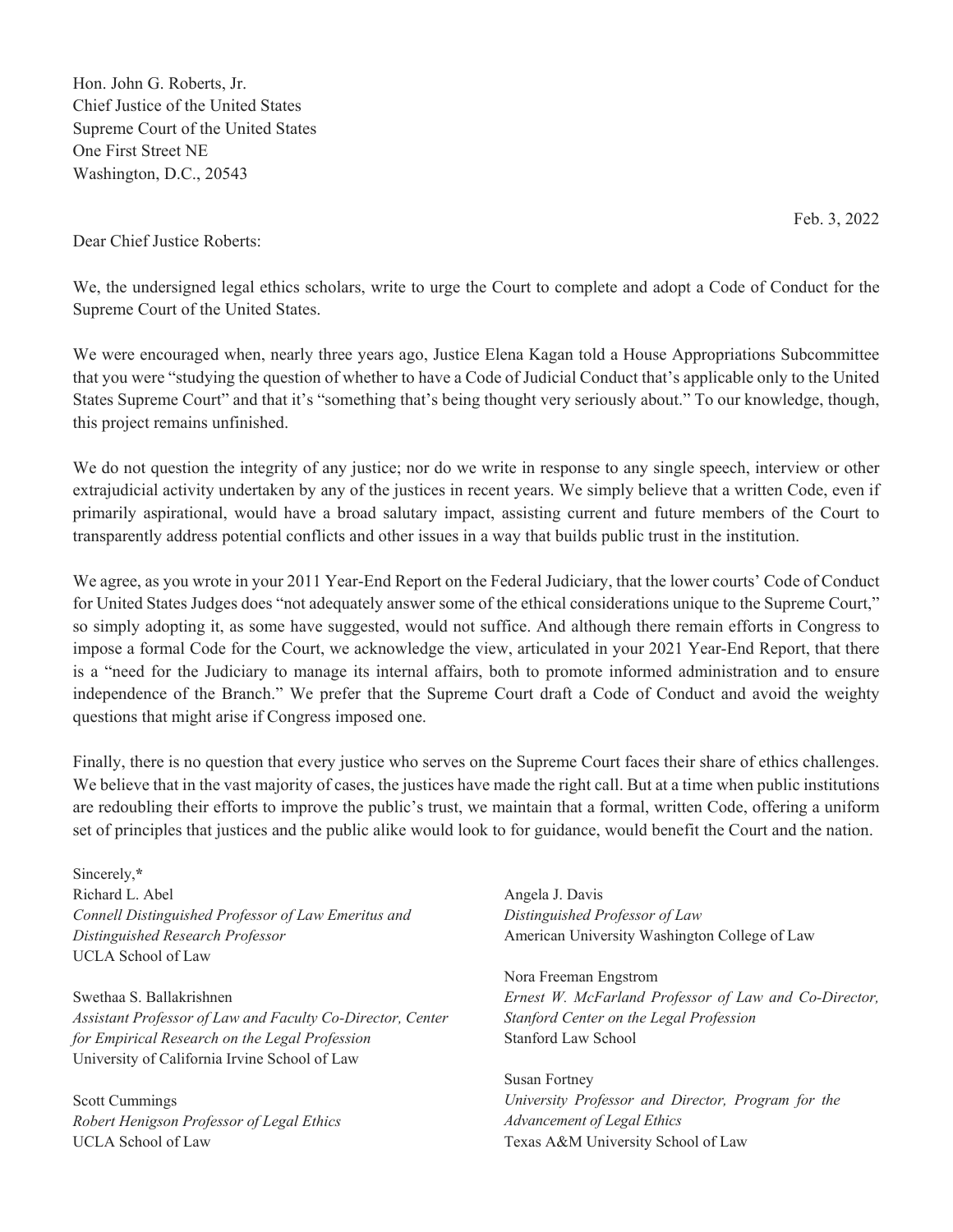Hon. John G. Roberts, Jr.
Chief Justice of the United States
Supreme Court of the United States
One First Street NE
Washington, D.C., 20543

Feb. 3, 2022

Dear Chief Justice Roberts:

We, the undersigned legal ethics scholars, write to urge the Court to complete and adopt a Code of Conduct for the Supreme Court of the United States.

We were encouraged when, nearly three years ago, Justice Elena Kagan told a House Appropriations Subcommittee that you were "studying the question of whether to have a Code of Judicial Conduct that's applicable only to the United States Supreme Court" and that it's "something that's being thought very seriously about." To our knowledge, though, this project remains unfinished.

We do not question the integrity of any justice; nor do we write in response to any single speech, interview or other extrajudicial activity undertaken by any of the justices in recent years. We simply believe that a written Code, even if primarily aspirational, would have a broad salutary impact, assisting current and future members of the Court to transparently address potential conflicts and other issues in a way that builds public trust in the institution.

We agree, as you wrote in your 2011 Year-End Report on the Federal Judiciary, that the lower courts' Code of Conduct for United States Judges does "not adequately answer some of the ethical considerations unique to the Supreme Court," so simply adopting it, as some have suggested, would not suffice. And although there remain efforts in Congress to impose a formal Code for the Court, we acknowledge the view, articulated in your 2021 Year-End Report, that there is a "need for the Judiciary to manage its internal affairs, both to promote informed administration and to ensure independence of the Branch." We prefer that the Supreme Court draft a Code of Conduct and avoid the weighty questions that might arise if Congress imposed one.

Finally, there is no question that every justice who serves on the Supreme Court faces their share of ethics challenges. We believe that in the vast majority of cases, the justices have made the right call. But at a time when public institutions are redoubling their efforts to improve the public's trust, we maintain that a formal, written Code, offering a uniform set of principles that justices and the public alike would look to for guidance, would benefit the Court and the nation.

Sincerely,*

Richard L. Abel
*Connell Distinguished Professor of Law Emeritus and Distinguished Research Professor*
UCLA School of Law

Swethaa S. Ballakrishnen
*Assistant Professor of Law and Faculty Co-Director, Center for Empirical Research on the Legal Profession*
University of California Irvine School of Law

Scott Cummings
*Robert Henigson Professor of Legal Ethics*
UCLA School of Law

Angela J. Davis
*Distinguished Professor of Law*
American University Washington College of Law

Nora Freeman Engstrom
*Ernest W. McFarland Professor of Law and Co-Director, Stanford Center on the Legal Profession*
Stanford Law School

Susan Fortney
*University Professor and Director, Program for the Advancement of Legal Ethics*
Texas A&M University School of Law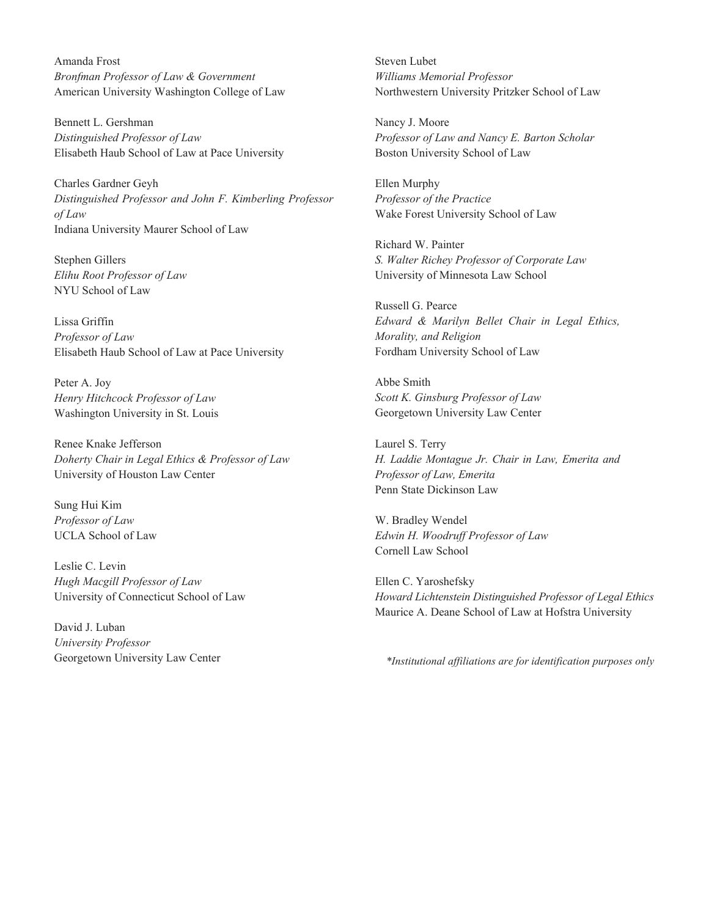Amanda Frost
*Bronfman Professor of Law & Government*
American University Washington College of Law

Bennett L. Gershman
*Distinguished Professor of Law*
Elisabeth Haub School of Law at Pace University

Charles Gardner Geyh
*Distinguished Professor and John F. Kimberling Professor of Law*
Indiana University Maurer School of Law

Stephen Gillers
*Elihu Root Professor of Law*
NYU School of Law

Lissa Griffin
*Professor of Law*
Elisabeth Haub School of Law at Pace University

Peter A. Joy
*Henry Hitchcock Professor of Law*
Washington University in St. Louis

Renee Knake Jefferson
*Doherty Chair in Legal Ethics & Professor of Law*
University of Houston Law Center

Sung Hui Kim
*Professor of Law*
UCLA School of Law

Leslie C. Levin
*Hugh Macgill Professor of Law*
University of Connecticut School of Law

David J. Luban
*University Professor*
Georgetown University Law Center

Steven Lubet
*Williams Memorial Professor*
Northwestern University Pritzker School of Law

Nancy J. Moore
*Professor of Law and Nancy E. Barton Scholar*
Boston University School of Law

Ellen Murphy
*Professor of the Practice*
Wake Forest University School of Law

Richard W. Painter
*S. Walter Richey Professor of Corporate Law*
University of Minnesota Law School

Russell G. Pearce
*Edward & Marilyn Bellet Chair in Legal Ethics, Morality, and Religion*
Fordham University School of Law

Abbe Smith
*Scott K. Ginsburg Professor of Law*
Georgetown University Law Center

Laurel S. Terry
*H. Laddie Montague Jr. Chair in Law, Emerita and Professor of Law, Emerita*
Penn State Dickinson Law

W. Bradley Wendel
*Edwin H. Woodruff Professor of Law*
Cornell Law School

Ellen C. Yaroshefsky
*Howard Lichtenstein Distinguished Professor of Legal Ethics*
Maurice A. Deane School of Law at Hofstra University

*\*Institutional affiliations are for identification purposes only*